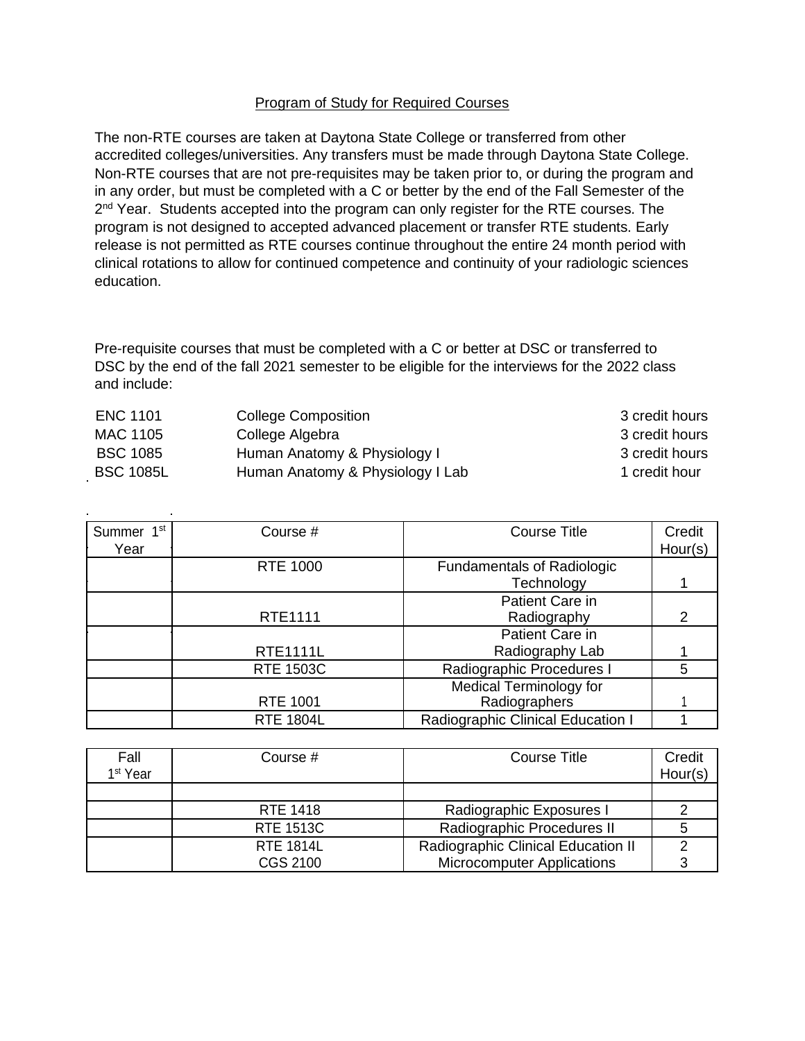## Program of Study for Required Courses

The non-RTE courses are taken at Daytona State College or transferred from other accredited colleges/universities. Any transfers must be made through Daytona State College. Non-RTE courses that are not pre-requisites may be taken prior to, or during the program and in any order, but must be completed with a C or better by the end of the Fall Semester of the 2nd Year. Students accepted into the program can only register for the RTE courses. The program is not designed to accepted advanced placement or transfer RTE students. Early release is not permitted as RTE courses continue throughout the entire 24 month period with clinical rotations to allow for continued competence and continuity of your radiologic sciences education.

Pre-requisite courses that must be completed with a C or better at DSC or transferred to DSC by the end of the fall 2021 semester to be eligible for the interviews for the 2022 class and include:

| | | |
|---|---|---|
| ENC 1101 | College Composition | 3 credit hours |
| MAC 1105 | College Algebra | 3 credit hours |
| BSC 1085 | Human Anatomy & Physiology I | 3 credit hours |
| BSC 1085L | Human Anatomy & Physiology I Lab | 1 credit hour |

| Summer 1st Year | Course # | Course Title | Credit Hour(s) |
|---|---|---|---|
| | RTE 1000 | Fundamentals of Radiologic Technology | 1 |
| | RTE1111 | Patient Care in Radiography | 2 |
| | RTE1111L | Patient Care in Radiography Lab | 1 |
| | RTE 1503C | Radiographic Procedures I | 5 |
| | RTE 1001 | Medical Terminology for Radiographers | 1 |
| | RTE 1804L | Radiographic Clinical Education I | 1 |

| Fall 1st Year | Course # | Course Title | Credit Hour(s) |
|---|---|---|---|
| | | | |
| | RTE 1418 | Radiographic Exposures I | 2 |
| | RTE 1513C | Radiographic Procedures II | 5 |
| | RTE 1814L | Radiographic Clinical Education II | 2 |
| | CGS 2100 | Microcomputer Applications | 3 |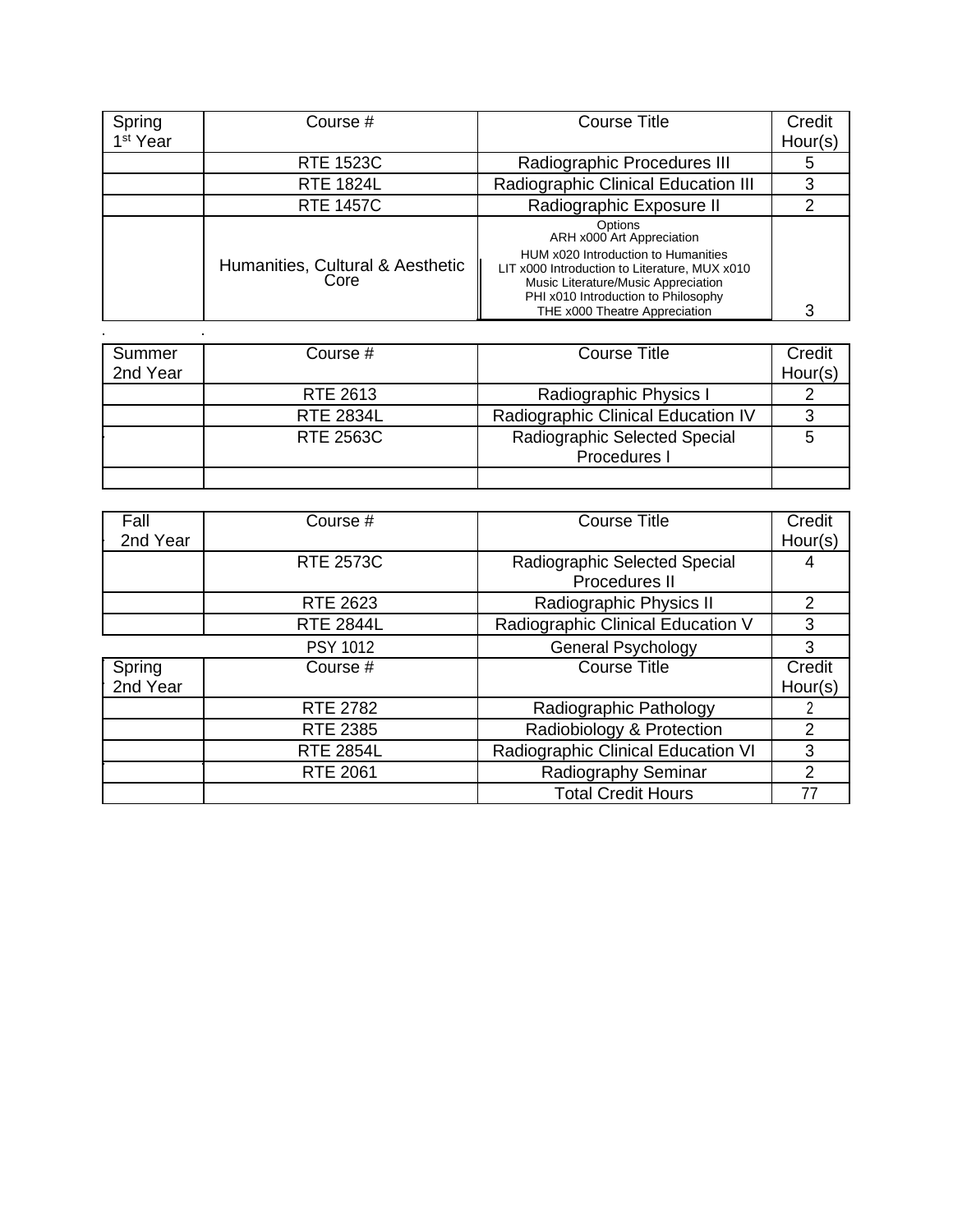| Spring 1st Year | Course # | Course Title | Credit Hour(s) |
| --- | --- | --- | --- |
| | RTE 1523C | Radiographic Procedures III | 5 |
| | RTE 1824L | Radiographic Clinical Education III | 3 |
| | RTE 1457C | Radiographic Exposure II | 2 |
| | Humanities, Cultural & Aesthetic Core | Options<br>ARH x000 Art Appreciation<br>HUM x020 Introduction to Humanities<br>LIT x000 Introduction to Literature, MUX x010 Music Literature/Music Appreciation<br>PHI x010 Introduction to Philosophy<br>THE x000 Theatre Appreciation | 3 |

| Summer 2nd Year | Course # | Course Title | Credit Hour(s) |
| --- | --- | --- | --- |
| | RTE 2613 | Radiographic Physics I | 2 |
| | RTE 2834L | Radiographic Clinical Education IV | 3 |
| | RTE 2563C | Radiographic Selected Special Procedures I | 5 |
| | | | |

| Fall 2nd Year | Course # | Course Title | Credit Hour(s) |
| --- | --- | --- | --- |
| | RTE 2573C | Radiographic Selected Special Procedures II | 4 |
| | RTE 2623 | Radiographic Physics II | 2 |
| | RTE 2844L | Radiographic Clinical Education V | 3 |
| | PSY 1012 | General Psychology | 3 |

| Spring 2nd Year | Course # | Course Title | Credit Hour(s) |
| --- | --- | --- | --- |
| | RTE 2782 | Radiographic Pathology | 2 |
| | RTE 2385 | Radiobiology & Protection | 2 |
| | RTE 2854L | Radiographic Clinical Education VI | 3 |
| | RTE 2061 | Radiography Seminar | 2 |
| | | Total Credit Hours | 77 |